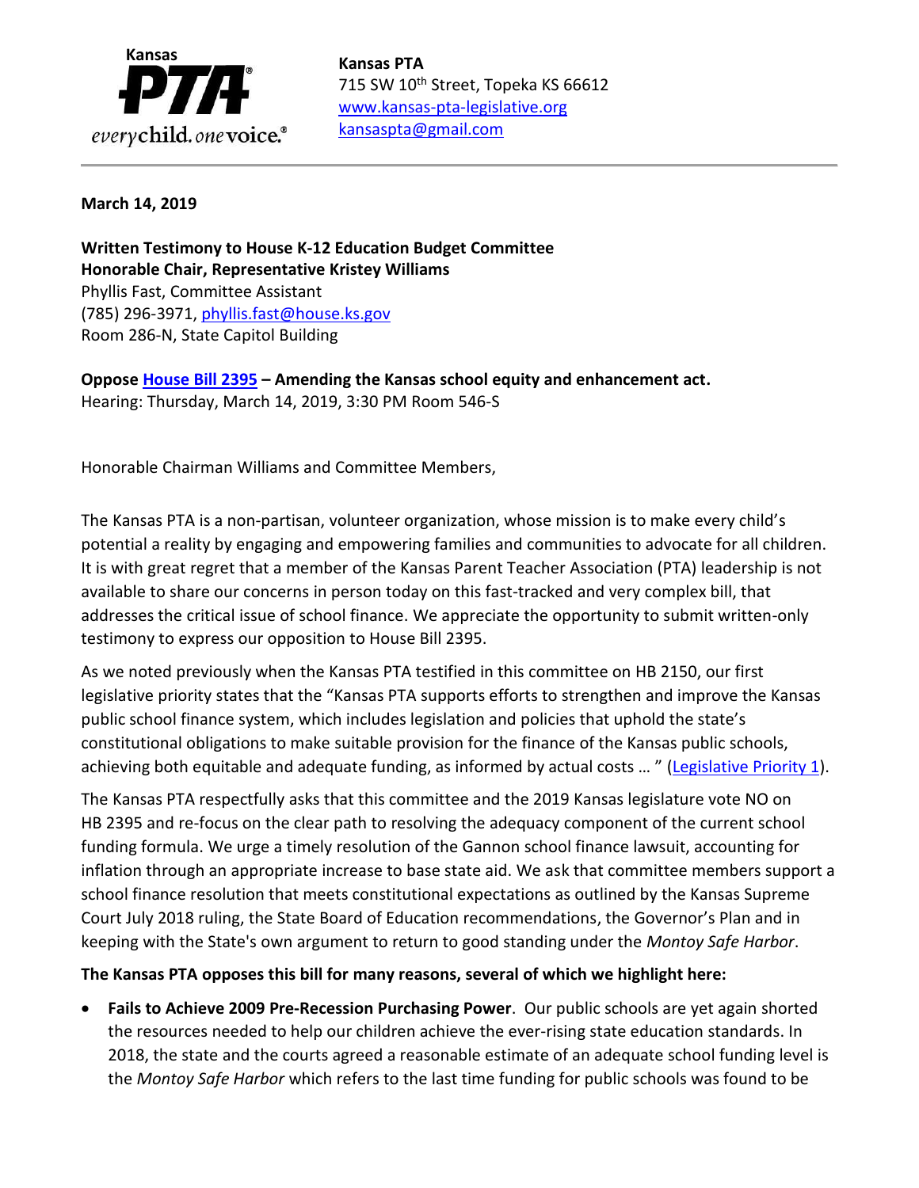Kansas **PTA** *everychild. onevoice.*

**Kansas PTA**
715 SW 10th Street, Topeka KS 66612
www.kansas-pta-legislative.org
kansaspta@gmail.com

---

**March 14, 2019**

**Written Testimony to House K-12 Education Budget Committee**
**Honorable Chair, Representative Kristey Williams**
Phyllis Fast, Committee Assistant
(785) 296-3971, phyllis.fast@house.ks.gov
Room 286-N, State Capitol Building

**Oppose House Bill 2395 – Amending the Kansas school equity and enhancement act.**
Hearing: Thursday, March 14, 2019, 3:30 PM Room 546-S

Honorable Chairman Williams and Committee Members,

The Kansas PTA is a non-partisan, volunteer organization, whose mission is to make every child's potential a reality by engaging and empowering families and communities to advocate for all children. It is with great regret that a member of the Kansas Parent Teacher Association (PTA) leadership is not available to share our concerns in person today on this fast-tracked and very complex bill, that addresses the critical issue of school finance. We appreciate the opportunity to submit written-only testimony to express our opposition to House Bill 2395.

As we noted previously when the Kansas PTA testified in this committee on HB 2150, our first legislative priority states that the "Kansas PTA supports efforts to strengthen and improve the Kansas public school finance system, which includes legislation and policies that uphold the state's constitutional obligations to make suitable provision for the finance of the Kansas public schools, achieving both equitable and adequate funding, as informed by actual costs … " (Legislative Priority 1).

The Kansas PTA respectfully asks that this committee and the 2019 Kansas legislature vote NO on HB 2395 and re-focus on the clear path to resolving the adequacy component of the current school funding formula. We urge a timely resolution of the Gannon school finance lawsuit, accounting for inflation through an appropriate increase to base state aid. We ask that committee members support a school finance resolution that meets constitutional expectations as outlined by the Kansas Supreme Court July 2018 ruling, the State Board of Education recommendations, the Governor's Plan and in keeping with the State's own argument to return to good standing under the *Montoy Safe Harbor*.

**The Kansas PTA opposes this bill for many reasons, several of which we highlight here:**

- **Fails to Achieve 2009 Pre-Recession Purchasing Power**. Our public schools are yet again shorted the resources needed to help our children achieve the ever-rising state education standards. In 2018, the state and the courts agreed a reasonable estimate of an adequate school funding level is the *Montoy Safe Harbor* which refers to the last time funding for public schools was found to be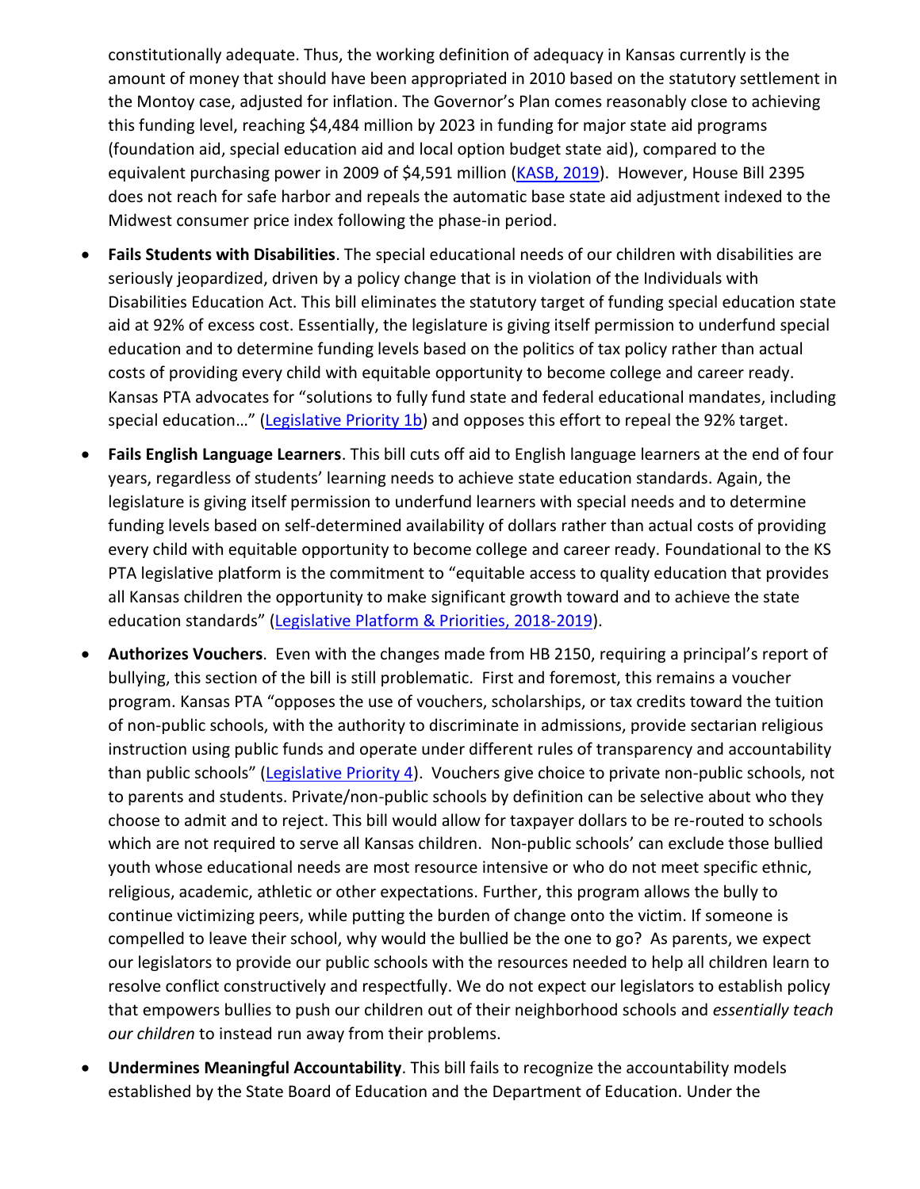constitutionally adequate. Thus, the working definition of adequacy in Kansas currently is the amount of money that should have been appropriated in 2010 based on the statutory settlement in the Montoy case, adjusted for inflation. The Governor's Plan comes reasonably close to achieving this funding level, reaching $4,484 million by 2023 in funding for major state aid programs (foundation aid, special education aid and local option budget state aid), compared to the equivalent purchasing power in 2009 of $4,591 million (KASB, 2019). However, House Bill 2395 does not reach for safe harbor and repeals the automatic base state aid adjustment indexed to the Midwest consumer price index following the phase-in period.

- **Fails Students with Disabilities**. The special educational needs of our children with disabilities are seriously jeopardized, driven by a policy change that is in violation of the Individuals with Disabilities Education Act. This bill eliminates the statutory target of funding special education state aid at 92% of excess cost. Essentially, the legislature is giving itself permission to underfund special education and to determine funding levels based on the politics of tax policy rather than actual costs of providing every child with equitable opportunity to become college and career ready. Kansas PTA advocates for "solutions to fully fund state and federal educational mandates, including special education…" (Legislative Priority 1b) and opposes this effort to repeal the 92% target.

- **Fails English Language Learners**. This bill cuts off aid to English language learners at the end of four years, regardless of students' learning needs to achieve state education standards. Again, the legislature is giving itself permission to underfund learners with special needs and to determine funding levels based on self-determined availability of dollars rather than actual costs of providing every child with equitable opportunity to become college and career ready. Foundational to the KS PTA legislative platform is the commitment to "equitable access to quality education that provides all Kansas children the opportunity to make significant growth toward and to achieve the state education standards" (Legislative Platform & Priorities, 2018-2019).

- **Authorizes Vouchers**. Even with the changes made from HB 2150, requiring a principal's report of bullying, this section of the bill is still problematic. First and foremost, this remains a voucher program. Kansas PTA "opposes the use of vouchers, scholarships, or tax credits toward the tuition of non-public schools, with the authority to discriminate in admissions, provide sectarian religious instruction using public funds and operate under different rules of transparency and accountability than public schools" (Legislative Priority 4). Vouchers give choice to private non-public schools, not to parents and students. Private/non-public schools by definition can be selective about who they choose to admit and to reject. This bill would allow for taxpayer dollars to be re-routed to schools which are not required to serve all Kansas children. Non-public schools' can exclude those bullied youth whose educational needs are most resource intensive or who do not meet specific ethnic, religious, academic, athletic or other expectations. Further, this program allows the bully to continue victimizing peers, while putting the burden of change onto the victim. If someone is compelled to leave their school, why would the bullied be the one to go? As parents, we expect our legislators to provide our public schools with the resources needed to help all children learn to resolve conflict constructively and respectfully. We do not expect our legislators to establish policy that empowers bullies to push our children out of their neighborhood schools and *essentially teach our children* to instead run away from their problems.

- **Undermines Meaningful Accountability**. This bill fails to recognize the accountability models established by the State Board of Education and the Department of Education. Under the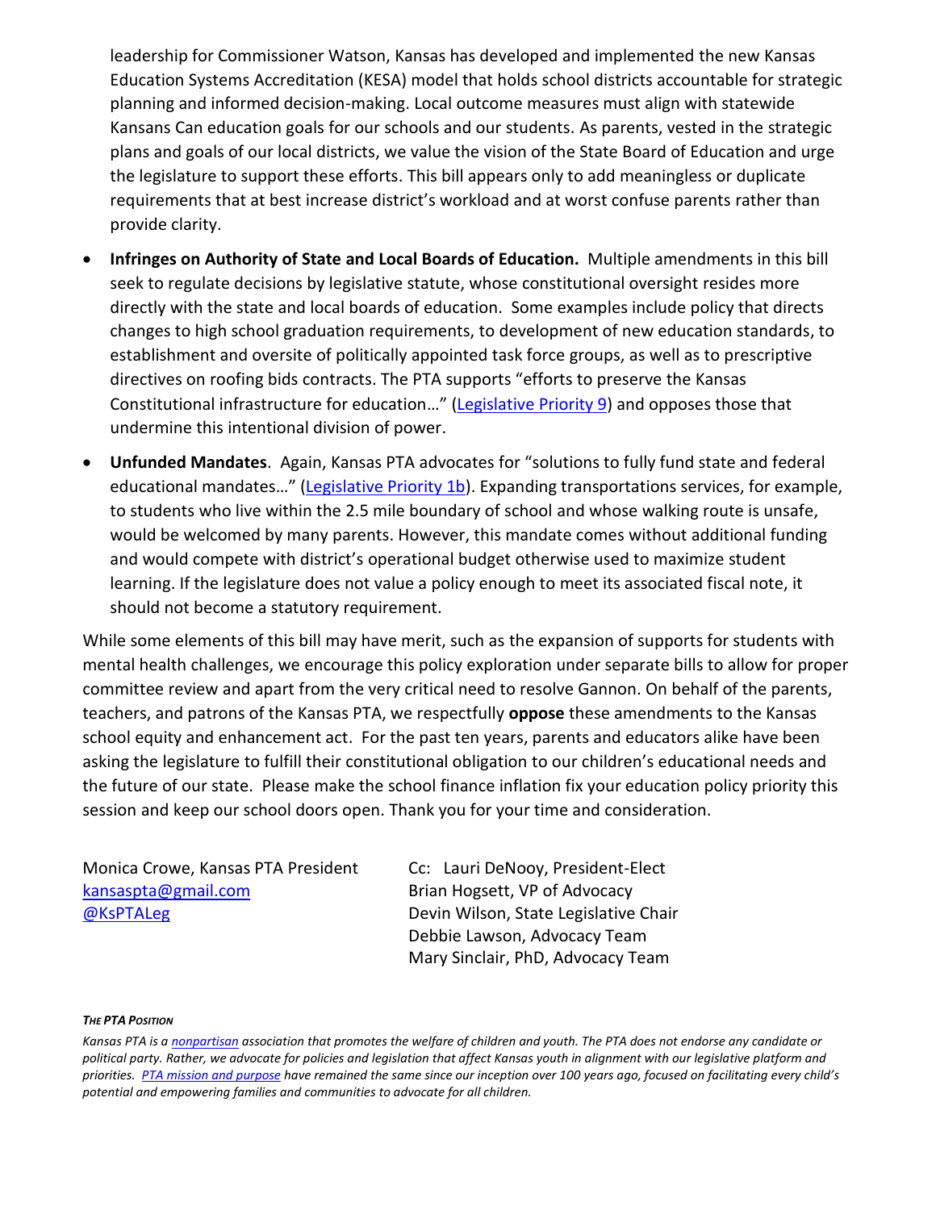leadership for Commissioner Watson, Kansas has developed and implemented the new Kansas Education Systems Accreditation (KESA) model that holds school districts accountable for strategic planning and informed decision-making. Local outcome measures must align with statewide Kansans Can education goals for our schools and our students. As parents, vested in the strategic plans and goals of our local districts, we value the vision of the State Board of Education and urge the legislature to support these efforts. This bill appears only to add meaningless or duplicate requirements that at best increase district's workload and at worst confuse parents rather than provide clarity.

- **Infringes on Authority of State and Local Boards of Education.** Multiple amendments in this bill seek to regulate decisions by legislative statute, whose constitutional oversight resides more directly with the state and local boards of education. Some examples include policy that directs changes to high school graduation requirements, to development of new education standards, to establishment and oversite of politically appointed task force groups, as well as to prescriptive directives on roofing bids contracts. The PTA supports "efforts to preserve the Kansas Constitutional infrastructure for education…" ([Legislative Priority 9]) and opposes those that undermine this intentional division of power.
- **Unfunded Mandates**. Again, Kansas PTA advocates for "solutions to fully fund state and federal educational mandates…" ([Legislative Priority 1b]). Expanding transportations services, for example, to students who live within the 2.5 mile boundary of school and whose walking route is unsafe, would be welcomed by many parents. However, this mandate comes without additional funding and would compete with district's operational budget otherwise used to maximize student learning. If the legislature does not value a policy enough to meet its associated fiscal note, it should not become a statutory requirement.

While some elements of this bill may have merit, such as the expansion of supports for students with mental health challenges, we encourage this policy exploration under separate bills to allow for proper committee review and apart from the very critical need to resolve Gannon. On behalf of the parents, teachers, and patrons of the Kansas PTA, we respectfully **oppose** these amendments to the Kansas school equity and enhancement act. For the past ten years, parents and educators alike have been asking the legislature to fulfill their constitutional obligation to our children's educational needs and the future of our state. Please make the school finance inflation fix your education policy priority this session and keep our school doors open. Thank you for your time and consideration.

Monica Crowe, Kansas PTA President
kansaspta@gmail.com
@KsPTALeg

Cc: Lauri DeNooy, President-Elect
Brian Hogsett, VP of Advocacy
Devin Wilson, State Legislative Chair
Debbie Lawson, Advocacy Team
Mary Sinclair, PhD, Advocacy Team

***THE PTA POSITION***

*Kansas PTA is a nonpartisan association that promotes the welfare of children and youth. The PTA does not endorse any candidate or political party. Rather, we advocate for policies and legislation that affect Kansas youth in alignment with our legislative platform and priorities. PTA mission and purpose have remained the same since our inception over 100 years ago, focused on facilitating every child's potential and empowering families and communities to advocate for all children.*